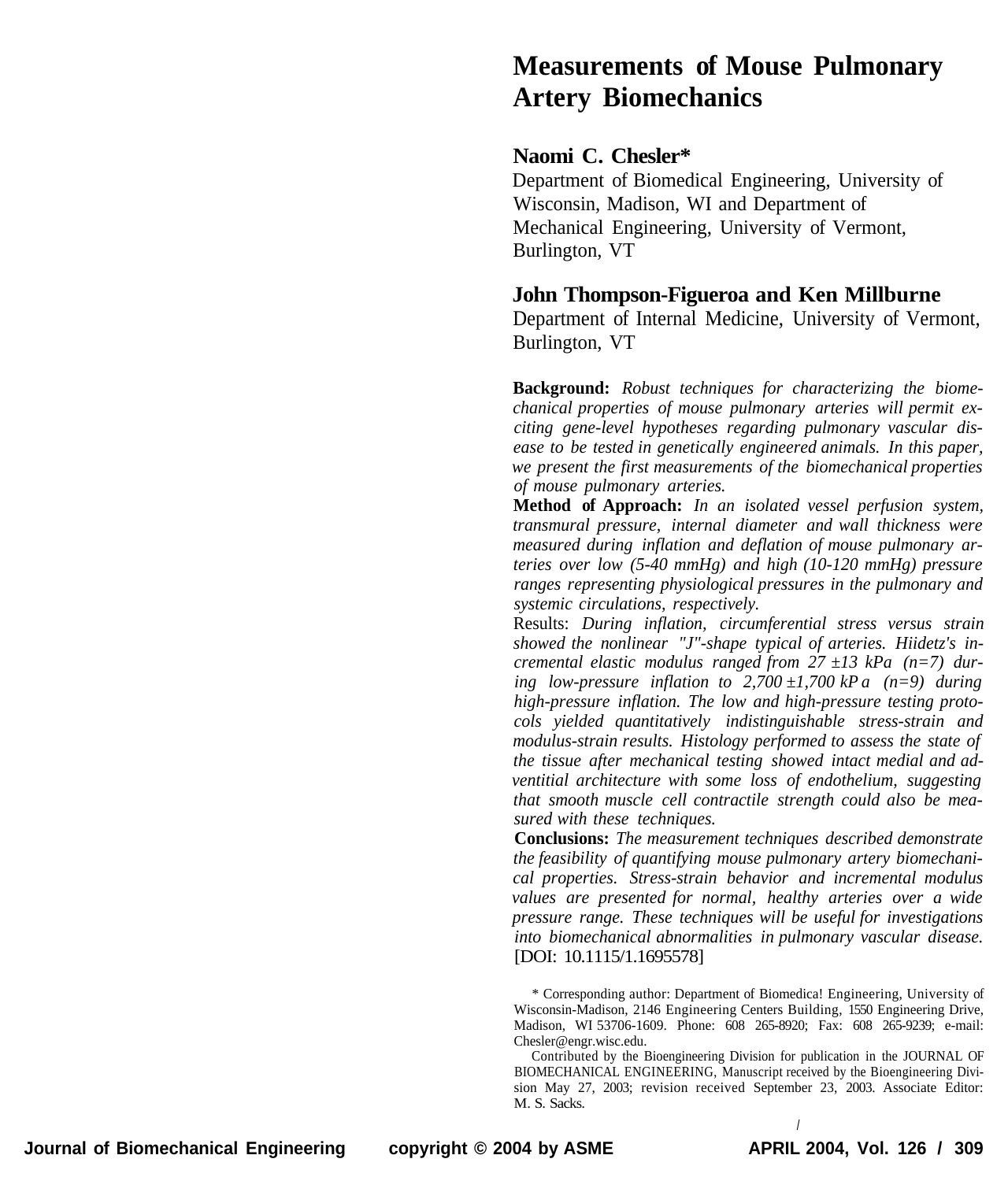# Measurements of Mouse Pulmonary Artery Biomechanics

**Naomi C. Chesler***

Department of Biomedical Engineering, University of Wisconsin, Madison, WI and Department of Mechanical Engineering, University of Vermont, Burlington, VT

**John Thompson-Figueroa and Ken Millburne**

Department of Internal Medicine, University of Vermont, Burlington, VT

**Background:** *Robust techniques for characterizing the biomechanical properties of mouse pulmonary arteries will permit exciting gene-level hypotheses regarding pulmonary vascular disease to be tested in genetically engineered animals. In this paper, we present the first measurements of the biomechanical properties of mouse pulmonary arteries.*

**Method of Approach:** *In an isolated vessel perfusion system, transmural pressure, internal diameter and wall thickness were measured during inflation and deflation of mouse pulmonary arteries over low (5-40 mmHg) and high (10-120 mmHg) pressure ranges representing physiological pressures in the pulmonary and systemic circulations, respectively.*

Results: *During inflation, circumferential stress versus strain showed the nonlinear "J"-shape typical of arteries. Hiidetz's incremental elastic modulus ranged from 27 ±13 kPa (n=7) during low-pressure inflation to 2,700 ±1,700 kPa (n=9) during high-pressure inflation. The low and high-pressure testing protocols yielded quantitatively indistinguishable stress-strain and modulus-strain results. Histology performed to assess the state of the tissue after mechanical testing showed intact medial and adventitial architecture with some loss of endothelium, suggesting that smooth muscle cell contractile strength could also be measured with these techniques.*

**Conclusions:** *The measurement techniques described demonstrate the feasibility of quantifying mouse pulmonary artery biomechanical properties. Stress-strain behavior and incremental modulus values are presented for normal, healthy arteries over a wide pressure range. These techniques will be useful for investigations into biomechanical abnormalities in pulmonary vascular disease.* [DOI: 10.1115/1.1695578]

\* Corresponding author: Department of Biomedica! Engineering, University of Wisconsin-Madison, 2146 Engineering Centers Building, 1550 Engineering Drive, Madison, WI 53706-1609. Phone: 608 265-8920; Fax: 608 265-9239; e-mail: Chesler@engr.wisc.edu.

Contributed by the Bioengineering Division for publication in the JOURNAL OF BIOMECHANICAL ENGINEERING, Manuscript received by the Bioengineering Division May 27, 2003; revision received September 23, 2003. Associate Editor: M. S. Sacks.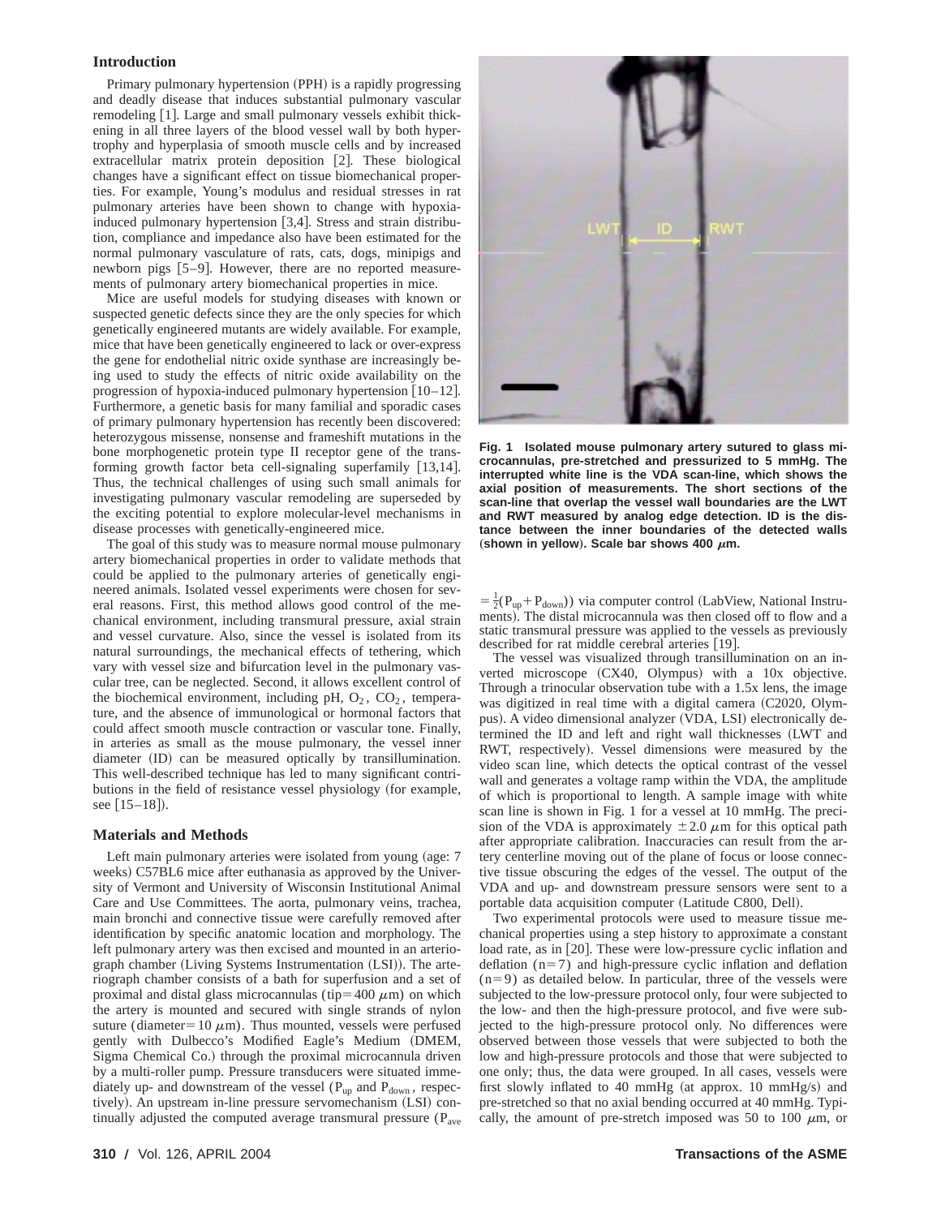## Introduction

Primary pulmonary hypertension (PPH) is a rapidly progressing and deadly disease that induces substantial pulmonary vascular remodeling [1]. Large and small pulmonary vessels exhibit thickening in all three layers of the blood vessel wall by both hypertrophy and hyperplasia of smooth muscle cells and by increased extracellular matrix protein deposition [2]. These biological changes have a significant effect on tissue biomechanical properties. For example, Young's modulus and residual stresses in rat pulmonary arteries have been shown to change with hypoxia-induced pulmonary hypertension [3,4]. Stress and strain distribution, compliance and impedance also have been estimated for the normal pulmonary vasculature of rats, cats, dogs, minipigs and newborn pigs [5–9]. However, there are no reported measurements of pulmonary artery biomechanical properties in mice.

Mice are useful models for studying diseases with known or suspected genetic defects since they are the only species for which genetically engineered mutants are widely available. For example, mice that have been genetically engineered to lack or over-express the gene for endothelial nitric oxide synthase are increasingly being used to study the effects of nitric oxide availability on the progression of hypoxia-induced pulmonary hypertension [10–12]. Furthermore, a genetic basis for many familial and sporadic cases of primary pulmonary hypertension has recently been discovered: heterozygous missense, nonsense and frameshift mutations in the bone morphogenetic protein type II receptor gene of the transforming growth factor beta cell-signaling superfamily [13,14]. Thus, the technical challenges of using such small animals for investigating pulmonary vascular remodeling are superseded by the exciting potential to explore molecular-level mechanisms in disease processes with genetically-engineered mice.

The goal of this study was to measure normal mouse pulmonary artery biomechanical properties in order to validate methods that could be applied to the pulmonary arteries of genetically engineered animals. Isolated vessel experiments were chosen for several reasons. First, this method allows good control of the mechanical environment, including transmural pressure, axial strain and vessel curvature. Also, since the vessel is isolated from its natural surroundings, the mechanical effects of tethering, which vary with vessel size and bifurcation level in the pulmonary vascular tree, can be neglected. Second, it allows excellent control of the biochemical environment, including pH, $O_2$, $CO_2$, temperature, and the absence of immunological or hormonal factors that could affect smooth muscle contraction or vascular tone. Finally, in arteries as small as the mouse pulmonary, the vessel inner diameter (ID) can be measured optically by transillumination. This well-described technique has led to many significant contributions in the field of resistance vessel physiology (for example, see [15–18]).

## Materials and Methods

Left main pulmonary arteries were isolated from young (age: 7 weeks) C57BL6 mice after euthanasia as approved by the University of Vermont and University of Wisconsin Institutional Animal Care and Use Committees. The aorta, pulmonary veins, trachea, main bronchi and connective tissue were carefully removed after identification by specific anatomic location and morphology. The left pulmonary artery was then excised and mounted in an arteriograph chamber (Living Systems Instrumentation (LSI)). The arteriograph chamber consists of a bath for superfusion and a set of proximal and distal glass microcannulas (tip$=400$ $\mu$m) on which the artery is mounted and secured with single strands of nylon suture (diameter$=10$ $\mu$m). Thus mounted, vessels were perfused gently with Dulbecco's Modified Eagle's Medium (DMEM, Sigma Chemical Co.) through the proximal microcannula driven by a multi-roller pump. Pressure transducers were situated immediately up- and downstream of the vessel ($P_{up}$ and $P_{down}$, respectively). An upstream in-line pressure servomechanism (LSI) continually adjusted the computed average transmural pressure ($P_{ave} = \frac{1}{2}(P_{up}+P_{down})$) via computer control (LabView, National Instruments). The distal microcannula was then closed off to flow and a static transmural pressure was applied to the vessels as previously described for rat middle cerebral arteries [19].

**Fig. 1 Isolated mouse pulmonary artery sutured to glass microcannulas, pre-stretched and pressurized to 5 mmHg. The interrupted white line is the VDA scan-line, which shows the axial position of measurements. The short sections of the scan-line that overlap the vessel wall boundaries are the LWT and RWT measured by analog edge detection. ID is the distance between the inner boundaries of the detected walls (shown in yellow). Scale bar shows 400 $\mu$m.**

The vessel was visualized through transillumination on an inverted microscope (CX40, Olympus) with a 10x objective. Through a trinocular observation tube with a 1.5x lens, the image was digitized in real time with a digital camera (C2020, Olympus). A video dimensional analyzer (VDA, LSI) electronically determined the ID and left and right wall thicknesses (LWT and RWT, respectively). Vessel dimensions were measured by the video scan line, which detects the optical contrast of the vessel wall and generates a voltage ramp within the VDA, the amplitude of which is proportional to length. A sample image with white scan line is shown in Fig. 1 for a vessel at 10 mmHg. The precision of the VDA is approximately $\pm 2.0$ $\mu$m for this optical path after appropriate calibration. Inaccuracies can result from the artery centerline moving out of the plane of focus or loose connective tissue obscuring the edges of the vessel. The output of the VDA and up- and downstream pressure sensors were sent to a portable data acquisition computer (Latitude C800, Dell).

Two experimental protocols were used to measure tissue mechanical properties using a step history to approximate a constant load rate, as in [20]. These were low-pressure cyclic inflation and deflation ($n=7$) and high-pressure cyclic inflation and deflation ($n=9$) as detailed below. In particular, three of the vessels were subjected to the low-pressure protocol only, four were subjected to the low- and then the high-pressure protocol, and five were subjected to the high-pressure protocol only. No differences were observed between those vessels that were subjected to both the low and high-pressure protocols and those that were subjected to one only; thus, the data were grouped. In all cases, vessels were first slowly inflated to 40 mmHg (at approx. 10 mmHg/s) and pre-stretched so that no axial bending occurred at 40 mmHg. Typically, the amount of pre-stretch imposed was 50 to 100 $\mu$m, or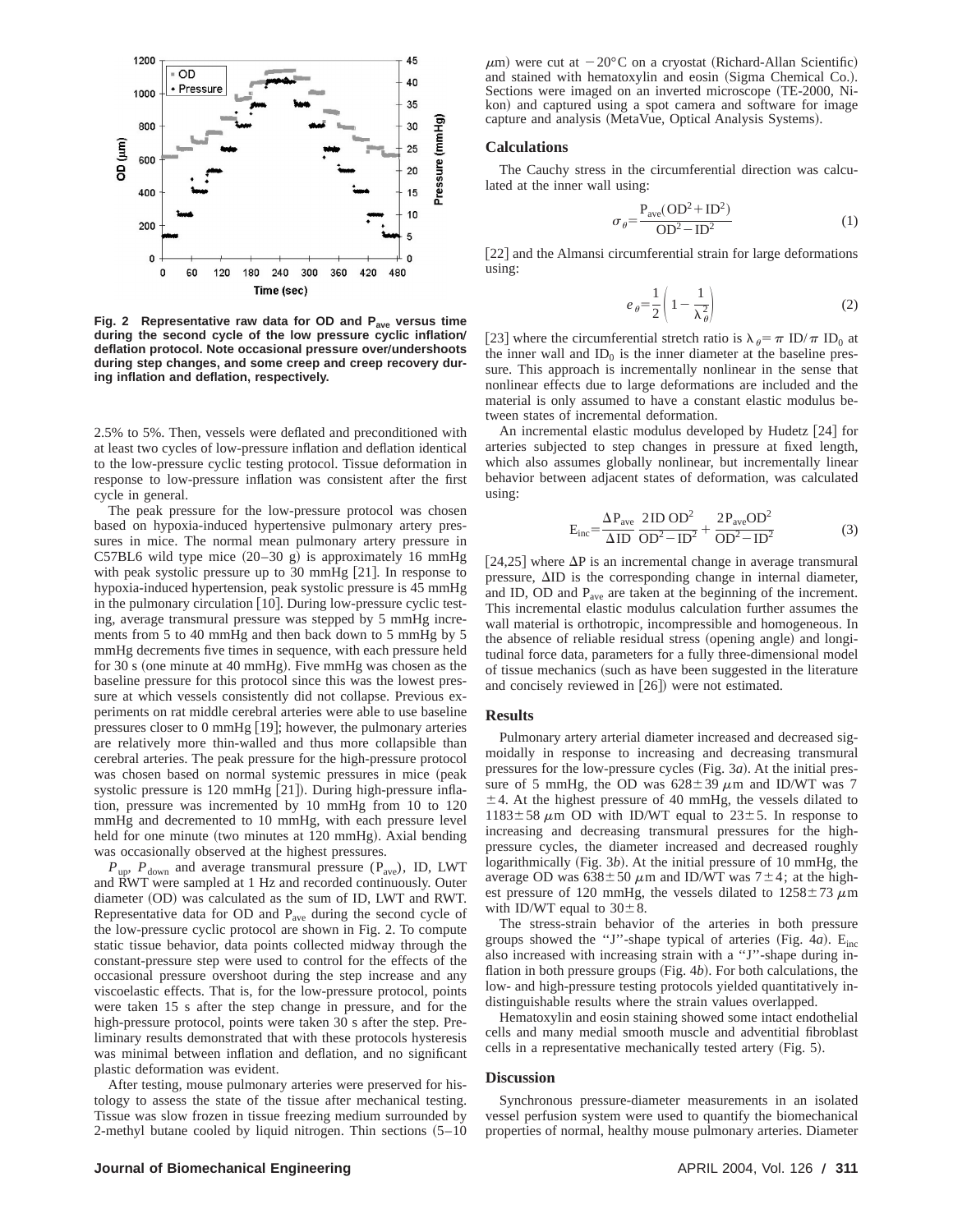1200
1000
800
600
400
200
0

OD (μm)

0 60 120 180 240 300 360 420 480

Time (sec)

45
40
35
30
25
20
15
10
5
0

Pressure (mmHg)

OD
Pressure

**Fig. 2 Representative raw data for OD and $P_{ave}$ versus time during the second cycle of the low pressure cyclic inflation/deflation protocol. Note occasional pressure over/undershoots during step changes, and some creep and creep recovery during inflation and deflation, respectively.**

2.5% to 5%. Then, vessels were deflated and preconditioned with at least two cycles of low-pressure inflation and deflation identical to the low-pressure cyclic testing protocol. Tissue deformation in response to low-pressure inflation was consistent after the first cycle in general.

The peak pressure for the low-pressure protocol was chosen based on hypoxia-induced hypertensive pulmonary artery pressures in mice. The normal mean pulmonary artery pressure in C57BL6 wild type mice (20–30 g) is approximately 16 mmHg with peak systolic pressure up to 30 mmHg [21]. In response to hypoxia-induced hypertension, peak systolic pressure is 45 mmHg in the pulmonary circulation [10]. During low-pressure cyclic testing, average transmural pressure was stepped by 5 mmHg increments from 5 to 40 mmHg and then back down to 5 mmHg by 5 mmHg decrements five times in sequence, with each pressure held for 30 s (one minute at 40 mmHg). Five mmHg was chosen as the baseline pressure for this protocol since this was the lowest pressure at which vessels consistently did not collapse. Previous experiments on rat middle cerebral arteries were able to use baseline pressures closer to 0 mmHg [19]; however, the pulmonary arteries are relatively more thin-walled and thus more collapsible than cerebral arteries. The peak pressure for the high-pressure protocol was chosen based on normal systemic pressures in mice (peak systolic pressure is 120 mmHg [21]). During high-pressure inflation, pressure was incremented by 10 mmHg from 10 to 120 mmHg and decremented to 10 mmHg, with each pressure level held for one minute (two minutes at 120 mmHg). Axial bending was occasionally observed at the highest pressures.

$P_{up}$, $P_{down}$ and average transmural pressure ($P_{ave}$), ID, LWT and RWT were sampled at 1 Hz and recorded continuously. Outer diameter (OD) was calculated as the sum of ID, LWT and RWT. Representative data for OD and $P_{ave}$ during the second cycle of the low-pressure cyclic protocol are shown in Fig. 2. To compute static tissue behavior, data points collected midway through the constant-pressure step were used to control for the effects of the occasional pressure overshoot during the step increase and any viscoelastic effects. That is, for the low-pressure protocol, points were taken 15 s after the step change in pressure, and for the high-pressure protocol, points were taken 30 s after the step. Preliminary results demonstrated that with these protocols hysteresis was minimal between inflation and deflation, and no significant plastic deformation was evident.

After testing, mouse pulmonary arteries were preserved for histology to assess the state of the tissue after mechanical testing. Tissue was slow frozen in tissue freezing medium surrounded by 2-methyl butane cooled by liquid nitrogen. Thin sections (5–10 μm) were cut at −20°C on a cryostat (Richard-Allan Scientific) and stained with hematoxylin and eosin (Sigma Chemical Co.). Sections were imaged on an inverted microscope (TE-2000, Nikon) and captured using a spot camera and software for image capture and analysis (MetaVue, Optical Analysis Systems).

## Calculations

The Cauchy stress in the circumferential direction was calculated at the inner wall using:

$$\sigma_\theta = \frac{P_{ave}(OD^2 + ID^2)}{OD^2 - ID^2} \tag{1}$$

[22] and the Almansi circumferential strain for large deformations using:

$$e_\theta = \frac{1}{2}\left(1 - \frac{1}{\lambda_\theta^2}\right) \tag{2}$$

[23] where the circumferential stretch ratio is $\lambda_\theta = \pi\ ID/\pi\ ID_0$ at the inner wall and $ID_0$ is the inner diameter at the baseline pressure. This approach is incrementally nonlinear in the sense that nonlinear effects due to large deformations are included and the material is only assumed to have a constant elastic modulus between states of incremental deformation.

An incremental elastic modulus developed by Hudetz [24] for arteries subjected to step changes in pressure at fixed length, which also assumes globally nonlinear, but incrementally linear behavior between adjacent states of deformation, was calculated using:

$$E_{inc} = \frac{\Delta P_{ave}}{\Delta ID}\frac{2ID\ OD^2}{OD^2 - ID^2} + \frac{2P_{ave}OD^2}{OD^2 - ID^2} \tag{3}$$

[24,25] where $\Delta P$ is an incremental change in average transmural pressure, $\Delta ID$ is the corresponding change in internal diameter, and ID, OD and $P_{ave}$ are taken at the beginning of the increment. This incremental elastic modulus calculation further assumes the wall material is orthotropic, incompressible and homogeneous. In the absence of reliable residual stress (opening angle) and longitudinal force data, parameters for a fully three-dimensional model of tissue mechanics (such as have been suggested in the literature and concisely reviewed in [26]) were not estimated.

## Results

Pulmonary artery arterial diameter increased and decreased sigmoidally in response to increasing and decreasing transmural pressures for the low-pressure cycles (Fig. 3*a*). At the initial pressure of 5 mmHg, the OD was $628 \pm 39\ \mu m$ and ID/WT was $7 \pm 4$. At the highest pressure of 40 mmHg, the vessels dilated to $1183 \pm 58\ \mu m$ OD with ID/WT equal to $23 \pm 5$. In response to increasing and decreasing transmural pressures for the high-pressure cycles, the diameter increased and decreased roughly logarithmically (Fig. 3*b*). At the initial pressure of 10 mmHg, the average OD was $638 \pm 50\ \mu m$ and ID/WT was $7 \pm 4$; at the highest pressure of 120 mmHg, the vessels dilated to $1258 \pm 73\ \mu m$ with ID/WT equal to $30 \pm 8$.

The stress-strain behavior of the arteries in both pressure groups showed the "J"-shape typical of arteries (Fig. 4*a*). $E_{inc}$ also increased with increasing strain with a "J"-shape during inflation in both pressure groups (Fig. 4*b*). For both calculations, the low- and high-pressure testing protocols yielded quantitatively indistinguishable results where the strain values overlapped.

Hematoxylin and eosin staining showed some intact endothelial cells and many medial smooth muscle and adventitial fibroblast cells in a representative mechanically tested artery (Fig. 5).

## Discussion

Synchronous pressure-diameter measurements in an isolated vessel perfusion system were used to quantify the biomechanical properties of normal, healthy mouse pulmonary arteries. Diameter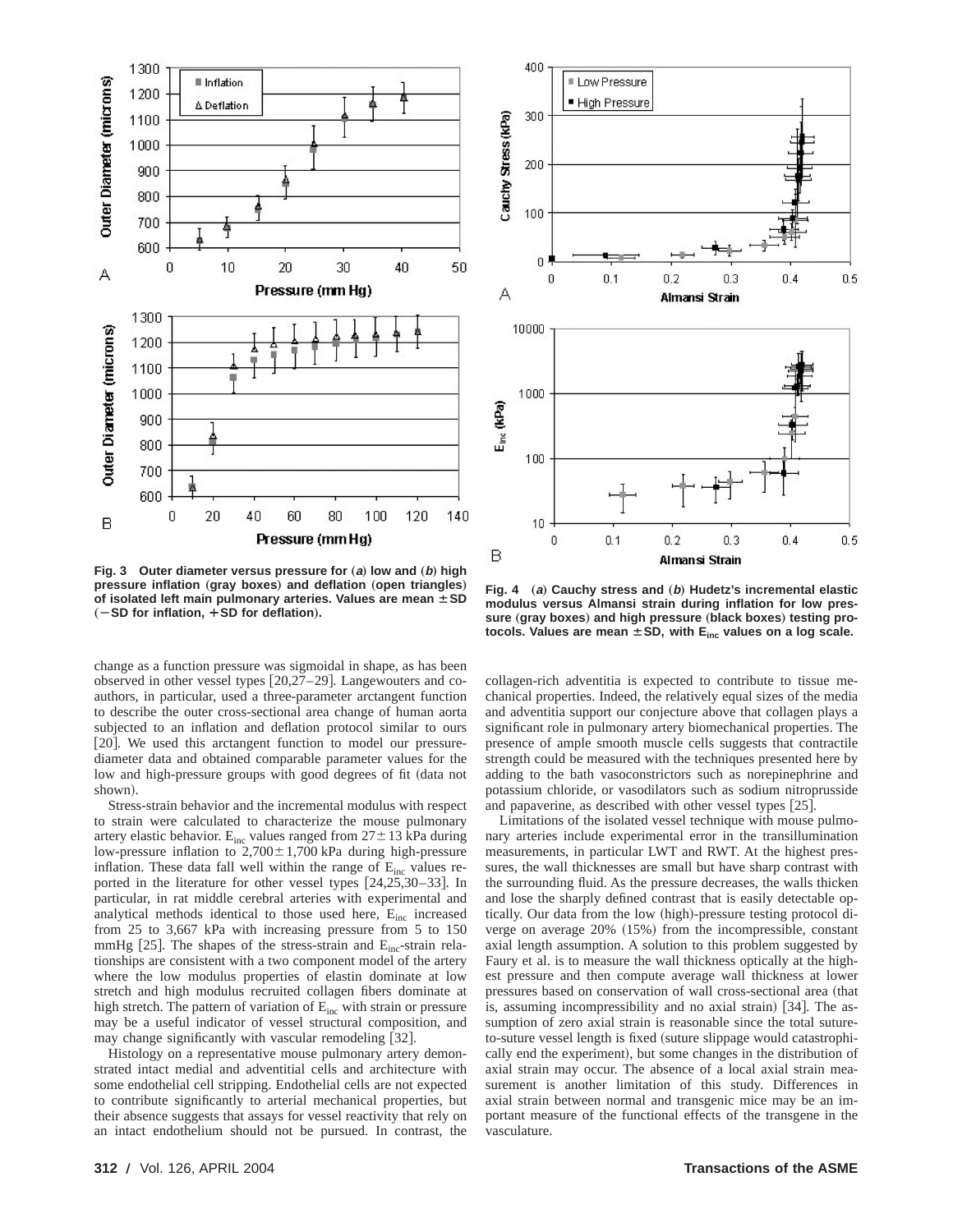Outer Diameter (microns)

1300
1200
1100
1000
900
800
700
600

■ Inflation
Δ Deflation

A

0 10 20 30 40 50

Pressure (mm Hg)

Outer Diameter (microns)

1300
1200
1100
1000
900
800
700
600

B

0 20 40 60 80 100 120 140

Pressure (mm Hg)

**Fig. 3 Outer diameter versus pressure for (*a*) low and (*b*) high pressure inflation (gray boxes) and deflation (open triangles) of isolated left main pulmonary arteries. Values are mean ±SD (−SD for inflation, +SD for deflation).**

Cauchy Stress (kPa)

400
300
200
100
0

■ Low Pressure
■ High Pressure

A

0 0.1 0.2 0.3 0.4 0.5

Almansi Strain

$E_{inc}$ (kPa)

10000
1000
100
10

B

0 0.1 0.2 0.3 0.4 0.5

Almansi Strain

**Fig. 4 (*a*) Cauchy stress and (*b*) Hudetz's incremental elastic modulus versus Almansi strain during inflation for low pressure (gray boxes) and high pressure (black boxes) testing protocols. Values are mean ±SD, with $E_{inc}$ values on a log scale.**

change as a function pressure was sigmoidal in shape, as has been observed in other vessel types [20,27–29]. Langewouters and coauthors, in particular, used a three-parameter arctangent function to describe the outer cross-sectional area change of human aorta subjected to an inflation and deflation protocol similar to ours [20]. We used this arctangent function to model our pressure-diameter data and obtained comparable parameter values for the low and high-pressure groups with good degrees of fit (data not shown).

Stress-strain behavior and the incremental modulus with respect to strain were calculated to characterize the mouse pulmonary artery elastic behavior. $E_{inc}$ values ranged from 27±13 kPa during low-pressure inflation to 2,700±1,700 kPa during high-pressure inflation. These data fall well within the range of $E_{inc}$ values reported in the literature for other vessel types [24,25,30–33]. In particular, in rat middle cerebral arteries with experimental and analytical methods identical to those used here, $E_{inc}$ increased from 25 to 3,667 kPa with increasing pressure from 5 to 150 mmHg [25]. The shapes of the stress-strain and $E_{inc}$-strain relationships are consistent with a two component model of the artery where the low modulus properties of elastin dominate at low stretch and high modulus recruited collagen fibers dominate at high stretch. The pattern of variation of $E_{inc}$ with strain or pressure may be a useful indicator of vessel structural composition, and may change significantly with vascular remodeling [32].

Histology on a representative mouse pulmonary artery demonstrated intact medial and adventitial cells and architecture with some endothelial cell stripping. Endothelial cells are not expected to contribute significantly to arterial mechanical properties, but their absence suggests that assays for vessel reactivity that rely on an intact endothelium should not be pursued. In contrast, the collagen-rich adventitia is expected to contribute to tissue mechanical properties. Indeed, the relatively equal sizes of the media and adventitia support our conjecture above that collagen plays a significant role in pulmonary artery biomechanical properties. The presence of ample smooth muscle cells suggests that contractile strength could be measured with the techniques presented here by adding to the bath vasoconstrictors such as norepinephrine and potassium chloride, or vasodilators such as sodium nitroprusside and papaverine, as described with other vessel types [25].

Limitations of the isolated vessel technique with mouse pulmonary arteries include experimental error in the transillumination measurements, in particular LWT and RWT. At the highest pressures, the wall thicknesses are small but have sharp contrast with the surrounding fluid. As the pressure decreases, the walls thicken and lose the sharply defined contrast that is easily detectable optically. Our data from the low (high)-pressure testing protocol diverge on average 20% (15%) from the incompressible, constant axial length assumption. A solution to this problem suggested by Faury et al. is to measure the wall thickness optically at the highest pressure and then compute average wall thickness at lower pressures based on conservation of wall cross-sectional area (that is, assuming incompressibility and no axial strain) [34]. The assumption of zero axial strain is reasonable since the total suture-to-suture vessel length is fixed (suture slippage would catastrophically end the experiment), but some changes in the distribution of axial strain may occur. The absence of a local axial strain measurement is another limitation of this study. Differences in axial strain between normal and transgenic mice may be an important measure of the functional effects of the transgene in the vasculature.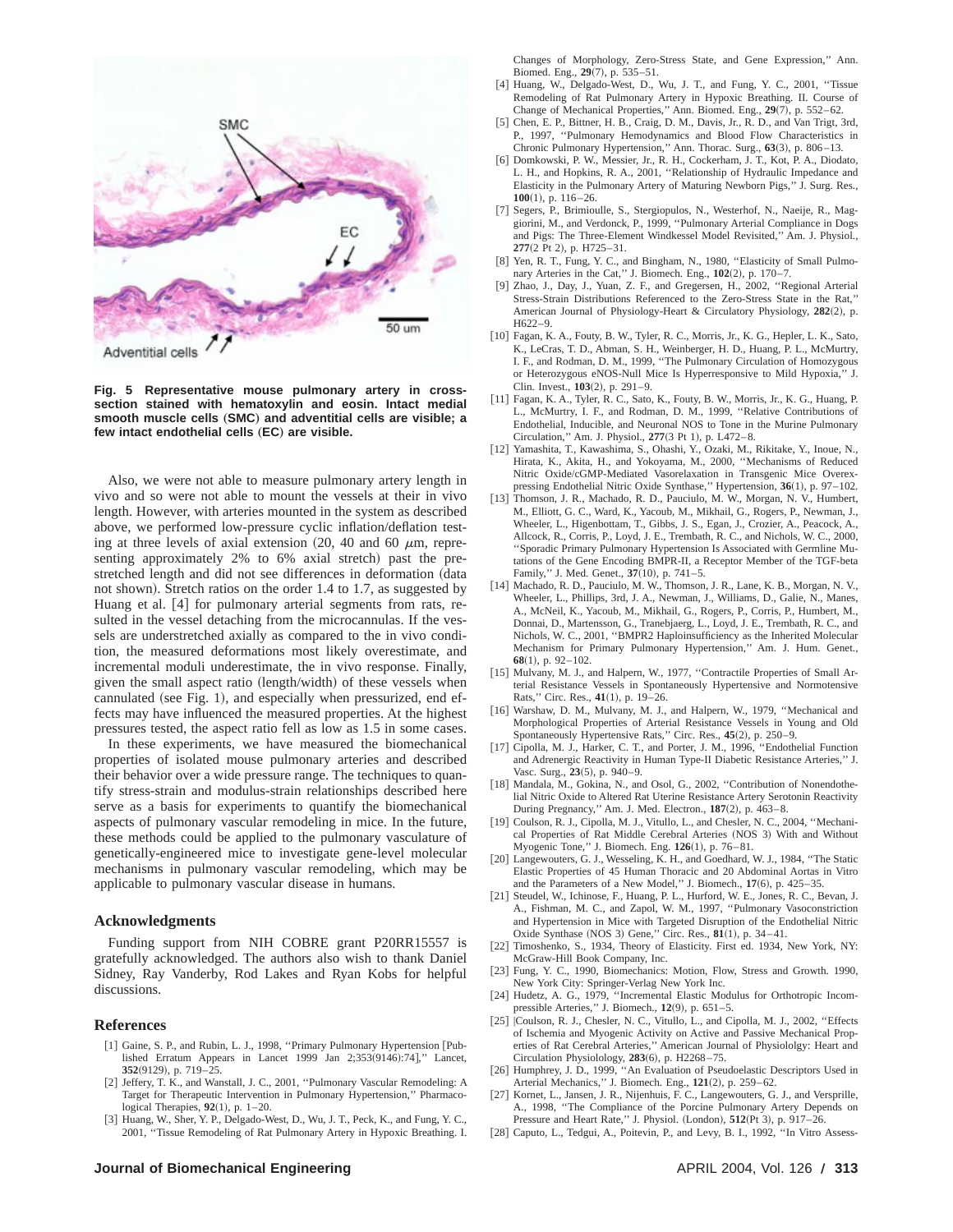Fig. 5 Representative mouse pulmonary artery in cross-section stained with hematoxylin and eosin. Intact medial smooth muscle cells (SMC) and adventitial cells are visible; a few intact endothelial cells (EC) are visible.

Also, we were not able to measure pulmonary artery length in vivo and so were not able to mount the vessels at their in vivo length. However, with arteries mounted in the system as described above, we performed low-pressure cyclic inflation/deflation testing at three levels of axial extension (20, 40 and 60 $\mu$m, representing approximately 2% to 6% axial stretch) past the prestretched length and did not see differences in deformation (data not shown). Stretch ratios on the order 1.4 to 1.7, as suggested by Huang et al. [4] for pulmonary arterial segments from rats, resulted in the vessel detaching from the microcannulas. If the vessels are understretched axially as compared to the in vivo condition, the measured deformations most likely overestimate, and incremental moduli underestimate, the in vivo response. Finally, given the small aspect ratio (length/width) of these vessels when cannulated (see Fig. 1), and especially when pressurized, end effects may have influenced the measured properties. At the highest pressures tested, the aspect ratio fell as low as 1.5 in some cases.

In these experiments, we have measured the biomechanical properties of isolated mouse pulmonary arteries and described their behavior over a wide pressure range. The techniques to quantify stress-strain and modulus-strain relationships described here serve as a basis for experiments to quantify the biomechanical aspects of pulmonary vascular remodeling in mice. In the future, these methods could be applied to the pulmonary vasculature of genetically-engineered mice to investigate gene-level molecular mechanisms in pulmonary vascular remodeling, which may be applicable to pulmonary vascular disease in humans.

## Acknowledgments

Funding support from NIH COBRE grant P20RR15557 is gratefully acknowledged. The authors also wish to thank Daniel Sidney, Ray Vanderby, Rod Lakes and Ryan Kobs for helpful discussions.

## References

[1] Gaine, S. P., and Rubin, L. J., 1998, "Primary Pulmonary Hypertension [Published Erratum Appears in Lancet 1999 Jan 2;353(9146):74]," Lancet, **352**(9129), p. 719–25.

[2] Jeffery, T. K., and Wanstall, J. C., 2001, "Pulmonary Vascular Remodeling: A Target for Therapeutic Intervention in Pulmonary Hypertension," Pharmacological Therapies, **92**(1), p. 1–20.

[3] Huang, W., Sher, Y. P., Delgado-West, D., Wu, J. T., Peck, K., and Fung, Y. C., 2001, "Tissue Remodeling of Rat Pulmonary Artery in Hypoxic Breathing. I. Changes of Morphology, Zero-Stress State, and Gene Expression," Ann. Biomed. Eng., **29**(7), p. 535–51.

[4] Huang, W., Delgado-West, D., Wu, J. T., and Fung, Y. C., 2001, "Tissue Remodeling of Rat Pulmonary Artery in Hypoxic Breathing. II. Course of Change of Mechanical Properties," Ann. Biomed. Eng., **29**(7), p. 552–62.

[5] Chen, E. P., Bittner, H. B., Craig, D. M., Davis, Jr., R. D., and Van Trigt, 3rd, P., 1997, "Pulmonary Hemodynamics and Blood Flow Characteristics in Chronic Pulmonary Hypertension," Ann. Thorac. Surg., **63**(3), p. 806–13.

[6] Domkowski, P. W., Messier, Jr., R. H., Cockerham, J. T., Kot, P. A., Diodato, L. H., and Hopkins, R. A., 2001, "Relationship of Hydraulic Impedance and Elasticity in the Pulmonary Artery of Maturing Newborn Pigs," J. Surg. Res., **100**(1), p. 116–26.

[7] Segers, P., Brimioulle, S., Stergiopulos, N., Westerhof, N., Naeije, R., Maggiorini, M., and Verdonck, P., 1999, "Pulmonary Arterial Compliance in Dogs and Pigs: The Three-Element Windkessel Model Revisited," Am. J. Physiol., **277**(2 Pt 2), p. H725–31.

[8] Yen, R. T., Fung, Y. C., and Bingham, N., 1980, "Elasticity of Small Pulmonary Arteries in the Cat," J. Biomech. Eng., **102**(2), p. 170–7.

[9] Zhao, J., Day, J., Yuan, Z. F., and Gregersen, H., 2002, "Regional Arterial Stress-Strain Distributions Referenced to the Zero-Stress State in the Rat," American Journal of Physiology-Heart & Circulatory Physiology, **282**(2), p. H622–9.

[10] Fagan, K. A., Fouty, B. W., Tyler, R. C., Morris, Jr., K. G., Hepler, L. K., Sato, K., LeCras, T. D., Abman, S. H., Weinberger, H. D., Huang, P. L., McMurtry, I. F., and Rodman, D. M., 1999, "The Pulmonary Circulation of Homozygous or Heterozygous eNOS-Null Mice Is Hyperresponsive to Mild Hypoxia," J. Clin. Invest., **103**(2), p. 291–9.

[11] Fagan, K. A., Tyler, R. C., Sato, K., Fouty, B. W., Morris, Jr., K. G., Huang, P. L., McMurtry, I. F., and Rodman, D. M., 1999, "Relative Contributions of Endothelial, Inducible, and Neuronal NOS to Tone in the Murine Pulmonary Circulation," Am. J. Physiol., **277**(3 Pt 1), p. L472–8.

[12] Yamashita, T., Kawashima, S., Ohashi, Y., Ozaki, M., Rikitake, Y., Inoue, N., Hirata, K., Akita, H., and Yokoyama, M., 2000, "Mechanisms of Reduced Nitric Oxide/cGMP-Mediated Vasorelaxation in Transgenic Mice Overexpressing Endothelial Nitric Oxide Synthase," Hypertension, **36**(1), p. 97–102.

[13] Thomson, J. R., Machado, R. D., Pauciulo, M. W., Morgan, N. V., Humbert, M., Elliott, G. C., Ward, K., Yacoub, M., Mikhail, G., Rogers, P., Newman, J., Wheeler, L., Higenbottam, T., Gibbs, J. S., Egan, J., Crozier, A., Peacock, A., Allcock, R., Corris, P., Loyd, J. E., Trembath, R. C., and Nichols, W. C., 2000, "Sporadic Primary Pulmonary Hypertension Is Associated with Germline Mutations of the Gene Encoding BMPR-II, a Receptor Member of the TGF-beta Family," J. Med. Genet., **37**(10), p. 741–5.

[14] Machado, R. D., Pauciulo, M. W., Thomson, J. R., Lane, K. B., Morgan, N. V., Wheeler, L., Phillips, 3rd, J. A., Newman, J., Williams, D., Galie, N., Manes, A., McNeil, K., Yacoub, M., Mikhail, G., Rogers, P., Corris, P., Humbert, M., Donnai, D., Martensson, G., Tranebjaerg, L., Loyd, J. E., Trembath, R. C., and Nichols, W. C., 2001, "BMPR2 Haploinsufficiency as the Inherited Molecular Mechanism for Primary Pulmonary Hypertension," Am. J. Hum. Genet., **68**(1), p. 92–102.

[15] Mulvany, M. J., and Halpern, W., 1977, "Contractile Properties of Small Arterial Resistance Vessels in Spontaneously Hypertensive and Normotensive Rats," Circ. Res., **41**(1), p. 19–26.

[16] Warshaw, D. M., Mulvany, M. J., and Halpern, W., 1979, "Mechanical and Morphological Properties of Arterial Resistance Vessels in Young and Old Spontaneously Hypertensive Rats," Circ. Res., **45**(2), p. 250–9.

[17] Cipolla, M. J., Harker, C. T., and Porter, J. M., 1996, "Endothelial Function and Adrenergic Reactivity in Human Type-II Diabetic Resistance Arteries," J. Vasc. Surg., **23**(5), p. 940–9.

[18] Mandala, M., Gokina, N., and Osol, G., 2002, "Contribution of Nonendothelial Nitric Oxide to Altered Rat Uterine Resistance Artery Serotonin Reactivity During Pregnancy," Am. J. Med. Electron., **187**(2), p. 463–8.

[19] Coulson, R. J., Cipolla, M. J., Vitullo, L., and Chesler, N. C., 2004, "Mechanical Properties of Rat Middle Cerebral Arteries (NOS 3) With and Without Myogenic Tone," J. Biomech. Eng. **126**(1), p. 76–81.

[20] Langewouters, G. J., Wesseling, K. H., and Goedhard, W. J., 1984, "The Static Elastic Properties of 45 Human Thoracic and 20 Abdominal Aortas in Vitro and the Parameters of a New Model," J. Biomech., **17**(6), p. 425–35.

[21] Steudel, W., Ichinose, F., Huang, P. L., Hurford, W. E., Jones, R. C., Bevan, J. A., Fishman, M. C., and Zapol, W. M., 1997, "Pulmonary Vasoconstriction and Hypertension in Mice with Targeted Disruption of the Endothelial Nitric Oxide Synthase (NOS 3) Gene," Circ. Res., **81**(1), p. 34–41.

[22] Timoshenko, S., 1934, Theory of Elasticity. First ed. 1934, New York, NY: McGraw-Hill Book Company, Inc.

[23] Fung, Y. C., 1990, Biomechanics: Motion, Flow, Stress and Growth. 1990, New York City: Springer-Verlag New York Inc.

[24] Hudetz, A. G., 1979, "Incremental Elastic Modulus for Orthotropic Incompressible Arteries," J. Biomech., **12**(9), p. 651–5.

[25] Coulson, R. J., Chesler, N. C., Vitullo, L., and Cipolla, M. J., 2002, "Effects of Ischemia and Myogenic Activity on Active and Passive Mechanical Properties of Rat Cerebral Arteries," American Journal of Physiololgy: Heart and Circulation Physiolology, **283**(6), p. H2268–75.

[26] Humphrey, J. D., 1999, "An Evaluation of Pseudoelastic Descriptors Used in Arterial Mechanics," J. Biomech. Eng., **121**(2), p. 259–62.

[27] Kornet, L., Jansen, J. R., Nijenhuis, F. C., Langewouters, G. J., and Versprille, A., 1998, "The Compliance of the Porcine Pulmonary Artery Depends on Pressure and Heart Rate," J. Physiol. (London), **512**(Pt 3), p. 917–26.

[28] Caputo, L., Tedgui, A., Poitevin, P., and Levy, B. I., 1992, "In Vitro Assess-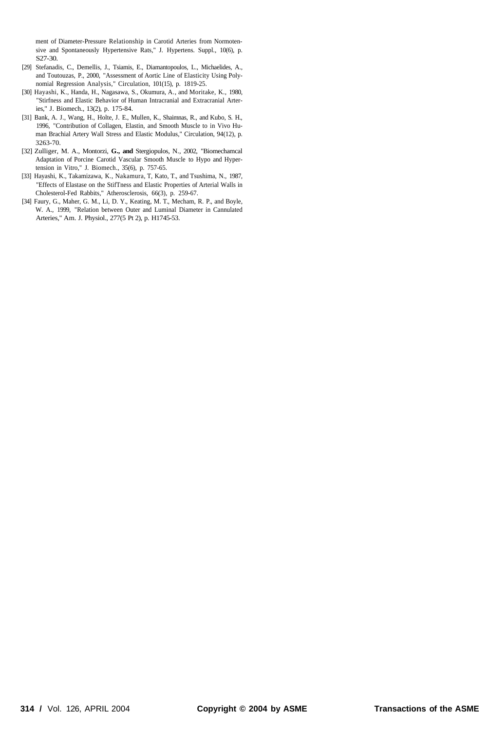ment of Diameter-Pressure Relationship in Carotid Arteries from Normotensive and Spontaneously Hypertensive Rats," J. Hypertens. Suppl., 10(6), p. S27-30.

[29] Stefanadis, C., Demellis, J., Tsiamis, E., Diamantopoulos, L., Michaelides, A., and Toutouzas, P., 2000, "Assessment of Aortic Line of Elasticity Using Polynomial Regression Analysis," Circulation, 101(15), p. 1819-25.

[30] Hayashi, K., Handa, H., Nagasawa, S., Okumura, A., and Moritake, K., 1980, "Stirfness and Elastic Behavior of Human Intracranial and Extracranial Arteries," J. Biomech., 13(2), p. 175-84.

[31] Bank, A. J., Wang, H., Holte, J. E., Mullen, K., Shaimnas, R., and Kubo, S. H., 1996, "Contribution of Collagen, Elastin, and Smooth Muscle to in Vivo Human Brachial Artery Wall Stress and Elastic Modulus," Circulation, 94(12), p. 3263-70.

[32] Zulliger, M. A., Montorzi, **G., and** Stergiopulos, N., 2002, "Biomechamcal Adaptation of Porcine Carotid Vascular Smooth Muscle to Hypo and Hypertension in Vitro," J. Biomech., 35(6), p. 757-65.

[33] Hayashi, K., Takamizawa, K., Nakamura, T, Kato, T., and Tsushima, N., 1987, "Effects of Elastase on the StifTness and Elastic Properties of Arterial Walls in Cholesterol-Fed Rabbits," Atherosclerosis, 66(3), p. 259-67.

[34] Faury, G., Maher, G. M., Li, D. Y., Keating, M. T., Mecham, R. P., and Boyle, W. A., 1999, "Relation between Outer and Luminal Diameter in Cannulated Arteries," Am. J. Physiol., 277(5 Pt 2), p. H1745-53.

Copyright © 2004 by ASME